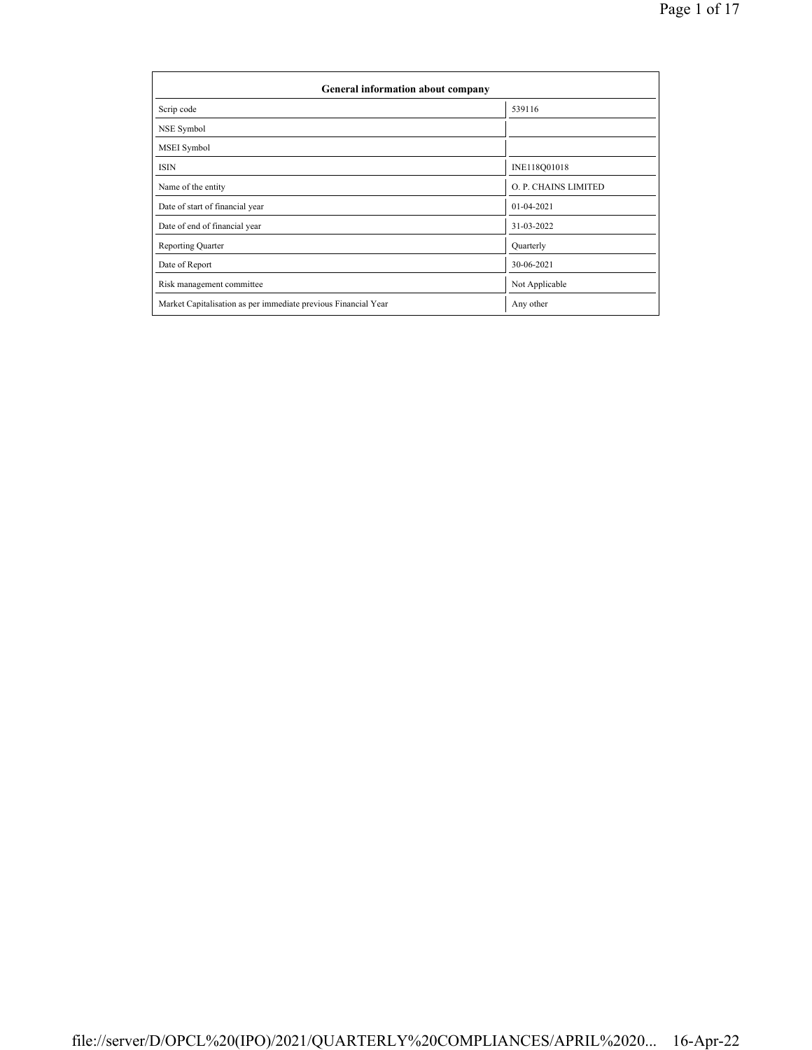| General information about company | |
|---|---|
| Scrip code | 539116 |
| NSE Symbol | |
| MSEI Symbol | |
| ISIN | INE118Q01018 |
| Name of the entity | O. P. CHAINS LIMITED |
| Date of start of financial year | 01-04-2021 |
| Date of end of financial year | 31-03-2022 |
| Reporting Quarter | Quarterly |
| Date of Report | 30-06-2021 |
| Risk management committee | Not Applicable |
| Market Capitalisation as per immediate previous Financial Year | Any other |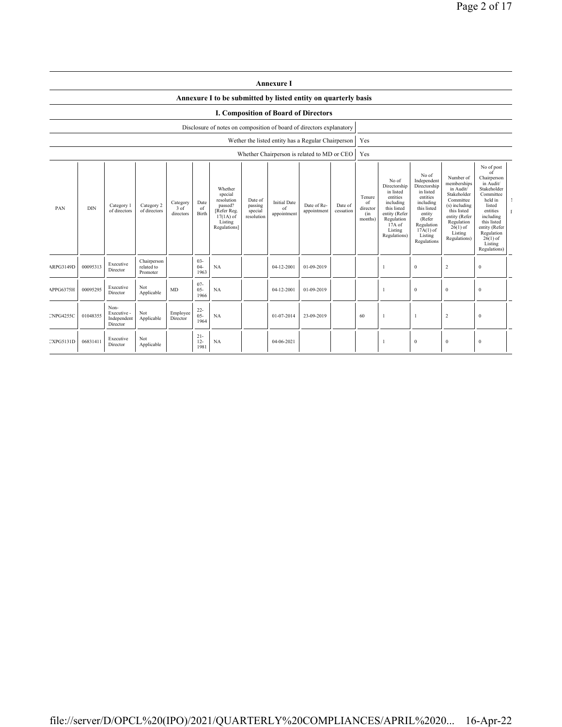## Annexure I

### Annexure I to be submitted by listed entity on quarterly basis

### I. Composition of Board of Directors

| Disclosure of notes on composition of board of directors explanatory | |
|---|---|
| Wether the listed entity has a Regular Chairperson | Yes |
| Whether Chairperson is related to MD or CEO | Yes |

| PAN | DIN | Category 1 of directors | Category 2 of directors | Category 3 of directors | Date of Birth | Whether special resolution passed? [Refer Reg. 17(1A) of Listing Regulations] | Date of passing special resolution | Initial Date of appointment | Date of Re-appointment | Date of cessation | Tenure of director (in months) | No of Directorship in listed entities including this listed entity (Refer Regulation 17A of Listing Regulations) | No of Independent Directorship in listed entities including this listed entity (Refer Regulation 17A(1) of Listing Regulations | Number of memberships in Audit/ Stakeholder Committee (s) including this listed entity (Refer Regulation 26(1) of Listing Regulations) | No of post of Chairperson in Audit/ Stakeholder Committee held in listed entities including this listed entity (Refer Regulation 26(1) of Listing Regulations) |
|---|---|---|---|---|---|---|---|---|---|---|---|---|---|---|---|
| ARPG3149D | 00095313 | Executive Director | Chairperson related to Promoter | | 03-04-1963 | NA | | 04-12-2001 | 01-09-2019 | | | 1 | 0 | 2 | 0 |
| APPG6375H | 00095295 | Executive Director | Not Applicable | MD | 07-05-1966 | NA | | 04-12-2001 | 01-09-2019 | | | 1 | 0 | 0 | 0 |
| CNPG4255C | 01048355 | Non-Executive - Independent Director | Not Applicable | Employee Director | 22-05-1964 | NA | | 01-07-2014 | 23-09-2019 | | 60 | 1 | 1 | 2 | 0 |
| CXPG5131D | 06831411 | Executive Director | Not Applicable | | 21-12-1981 | NA | | 04-06-2021 | | | | 1 | 0 | 0 | 0 |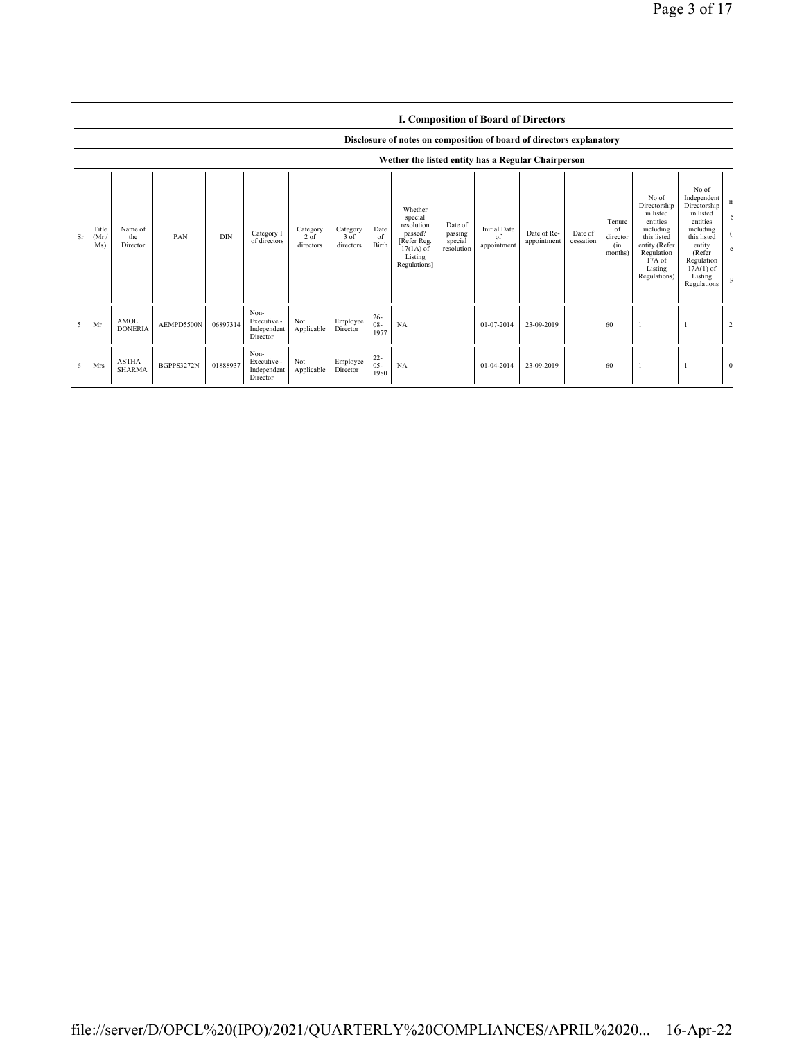## I. Composition of Board of Directors

**Disclosure of notes on composition of board of directors explanatory**

**Wether the listed entity has a Regular Chairperson**

| Sr | Title (Mr / Ms) | Name of the Director | PAN | DIN | Category 1 of directors | Category 2 of directors | Category 3 of directors | Date of Birth | Whether special resolution passed? [Refer Reg. 17(1A) of Listing Regulations] | Date of passing special resolution | Initial Date of appointment | Date of Re-appointment | Date of cessation | Tenure of director (in months) | No of Directorship in listed entities including this listed entity (Refer Regulation 17A of Listing Regulations) | No of Independent Directorship in listed entities including this listed entity (Refer Regulation 17A(1) of Listing Regulations | n S ( e F |
|---|---|---|---|---|---|---|---|---|---|---|---|---|---|---|---|---|---|
| 5 | Mr | AMOL DONERIA | AEMPD5500N | 06897314 | Non-Executive - Independent Director | Not Applicable | Employee Director | 26-08-1977 | NA | | 01-07-2014 | 23-09-2019 | | 60 | 1 | 1 | 2 |
| 6 | Mrs | ASTHA SHARMA | BGPPS3272N | 01888937 | Non-Executive - Independent Director | Not Applicable | Employee Director | 22-05-1980 | NA | | 01-04-2014 | 23-09-2019 | | 60 | 1 | 1 | 0 |

file://server/D/OPCL%20(IPO)/2021/QUARTERLY%20COMPLIANCES/APRIL%2020... 16-Apr-22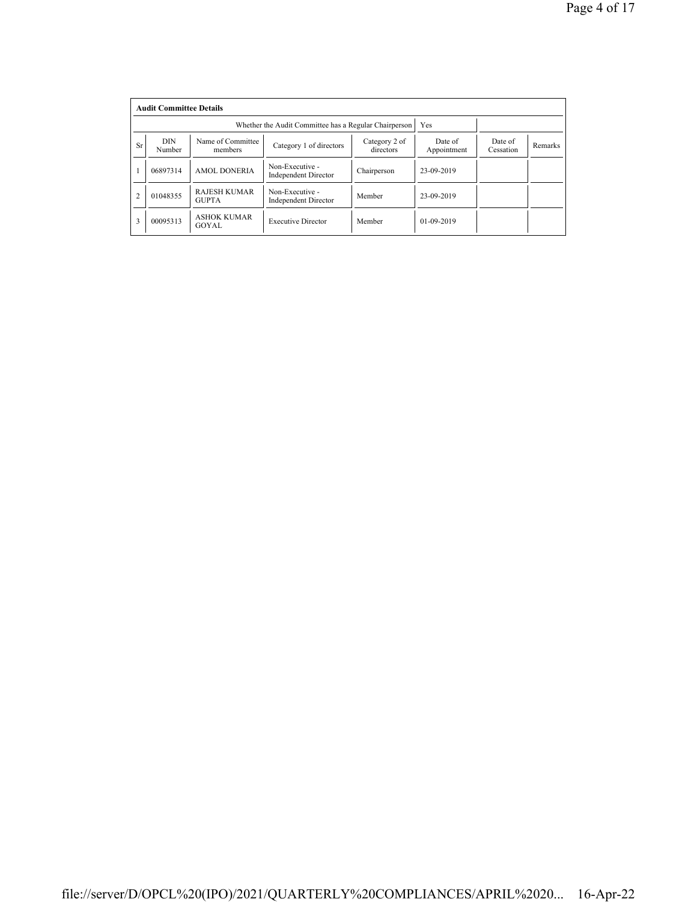**Audit Committee Details**

| | | | Whether the Audit Committee has a Regular Chairperson | | Yes | | |
|---|---|---|---|---|---|---|---|
| Sr | DIN Number | Name of Committee members | Category 1 of directors | Category 2 of directors | Date of Appointment | Date of Cessation | Remarks |
| 1 | 06897314 | AMOL DONERIA | Non-Executive - Independent Director | Chairperson | 23-09-2019 | | |
| 2 | 01048355 | RAJESH KUMAR GUPTA | Non-Executive - Independent Director | Member | 23-09-2019 | | |
| 3 | 00095313 | ASHOK KUMAR GOYAL | Executive Director | Member | 01-09-2019 | | |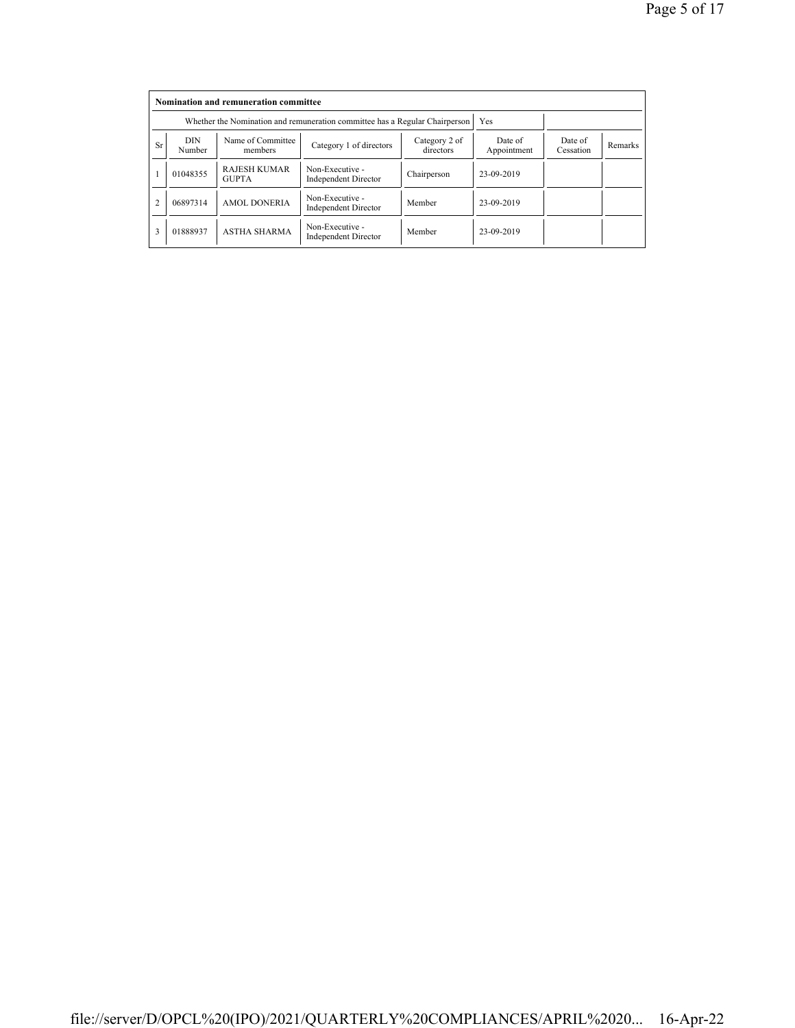| Nomination and remuneration committee | | | | | | | |
|---|---|---|---|---|---|---|---|
| Whether the Nomination and remuneration committee has a Regular Chairperson | | | | | Yes | | |
| Sr | DIN Number | Name of Committee members | Category 1 of directors | Category 2 of directors | Date of Appointment | Date of Cessation | Remarks |
| 1 | 01048355 | RAJESH KUMAR GUPTA | Non-Executive - Independent Director | Chairperson | 23-09-2019 | | |
| 2 | 06897314 | AMOL DONERIA | Non-Executive - Independent Director | Member | 23-09-2019 | | |
| 3 | 01888937 | ASTHA SHARMA | Non-Executive - Independent Director | Member | 23-09-2019 | | |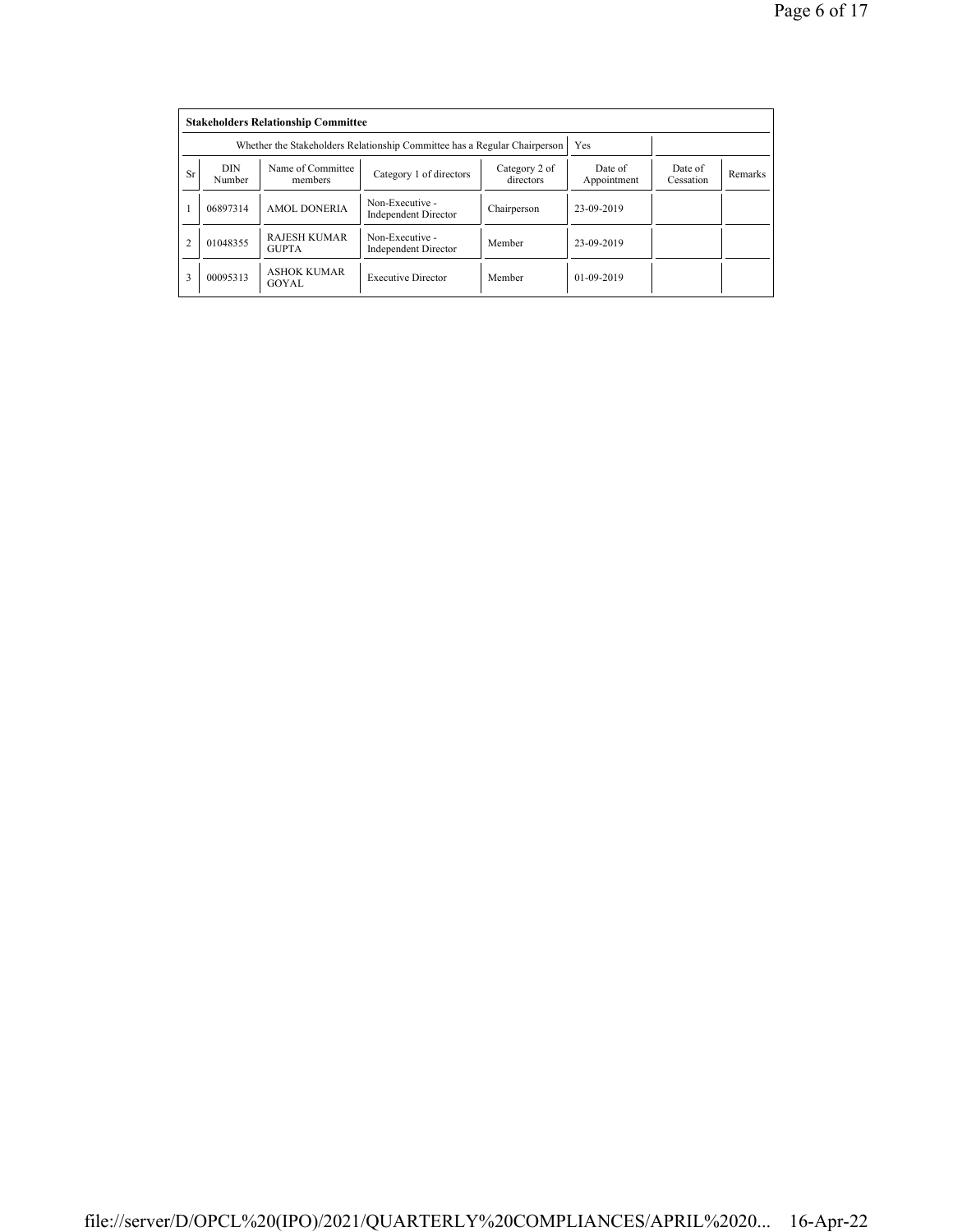| **Stakeholders Relationship Committee** | | | | | | | |
|---|---|---|---|---|---|---|---|
| Whether the Stakeholders Relationship Committee has a Regular Chairperson | | | | | Yes | | |
| Sr | DIN Number | Name of Committee members | Category 1 of directors | Category 2 of directors | Date of Appointment | Date of Cessation | Remarks |
| 1 | 06897314 | AMOL DONERIA | Non-Executive - Independent Director | Chairperson | 23-09-2019 | | |
| 2 | 01048355 | RAJESH KUMAR GUPTA | Non-Executive - Independent Director | Member | 23-09-2019 | | |
| 3 | 00095313 | ASHOK KUMAR GOYAL | Executive Director | Member | 01-09-2019 | | |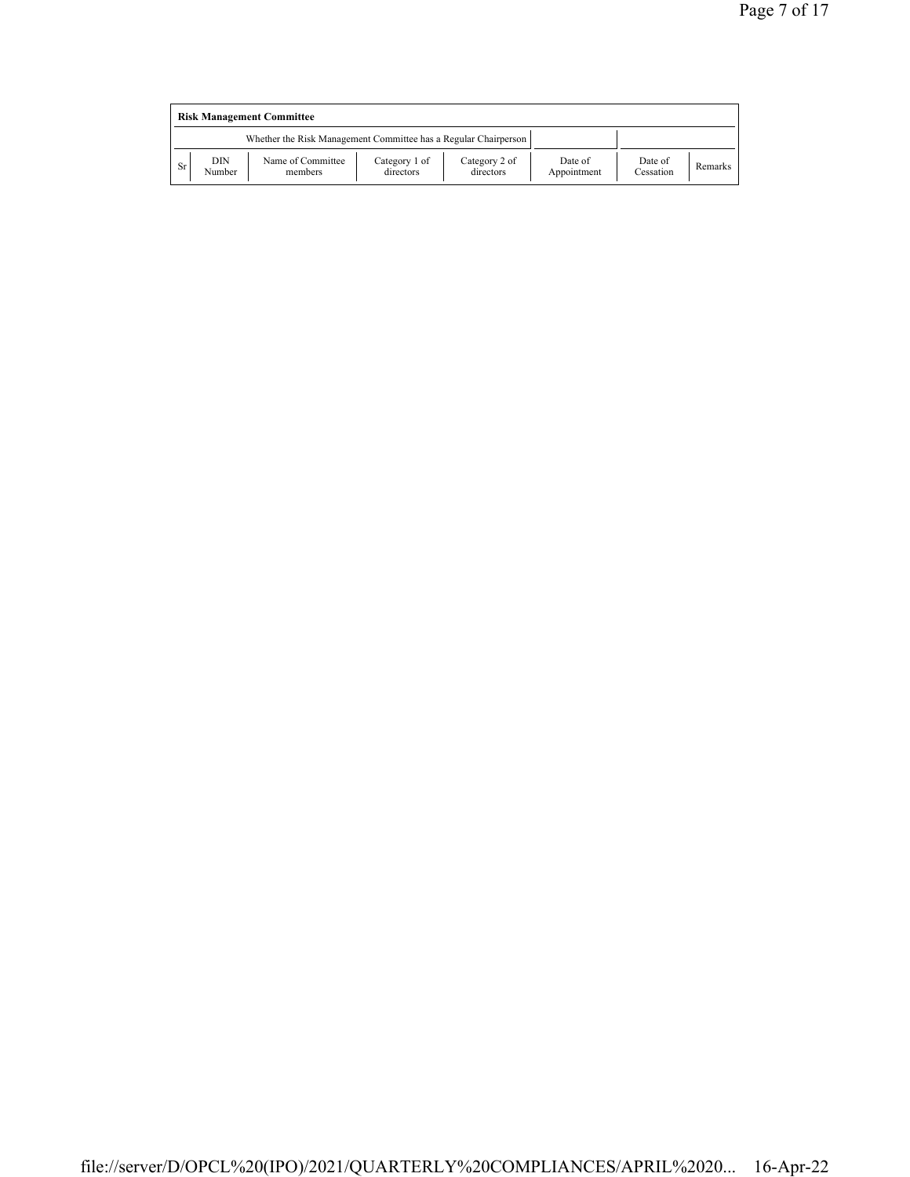**Risk Management Committee**

| Whether the Risk Management Committee has a Regular Chairperson | | | | | | | |
|---|---|---|---|---|---|---|---|
| Sr | DIN Number | Name of Committee members | Category 1 of directors | Category 2 of directors | Date of Appointment | Date of Cessation | Remarks |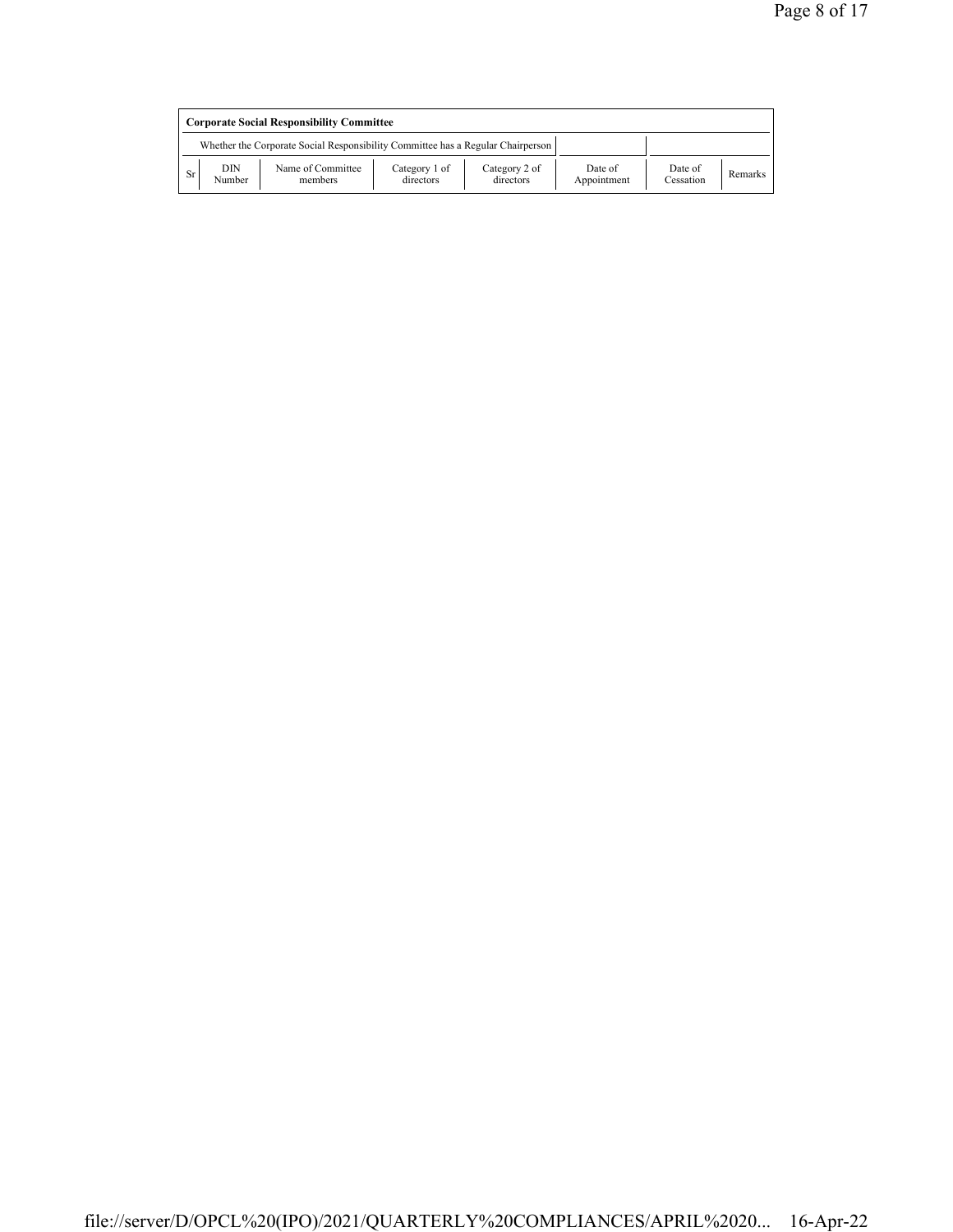**Corporate Social Responsibility Committee**

| Whether the Corporate Social Responsibility Committee has a Regular Chairperson | | | | | | | |
|---|---|---|---|---|---|---|---|
| Sr | DIN Number | Name of Committee members | Category 1 of directors | Category 2 of directors | Date of Appointment | Date of Cessation | Remarks |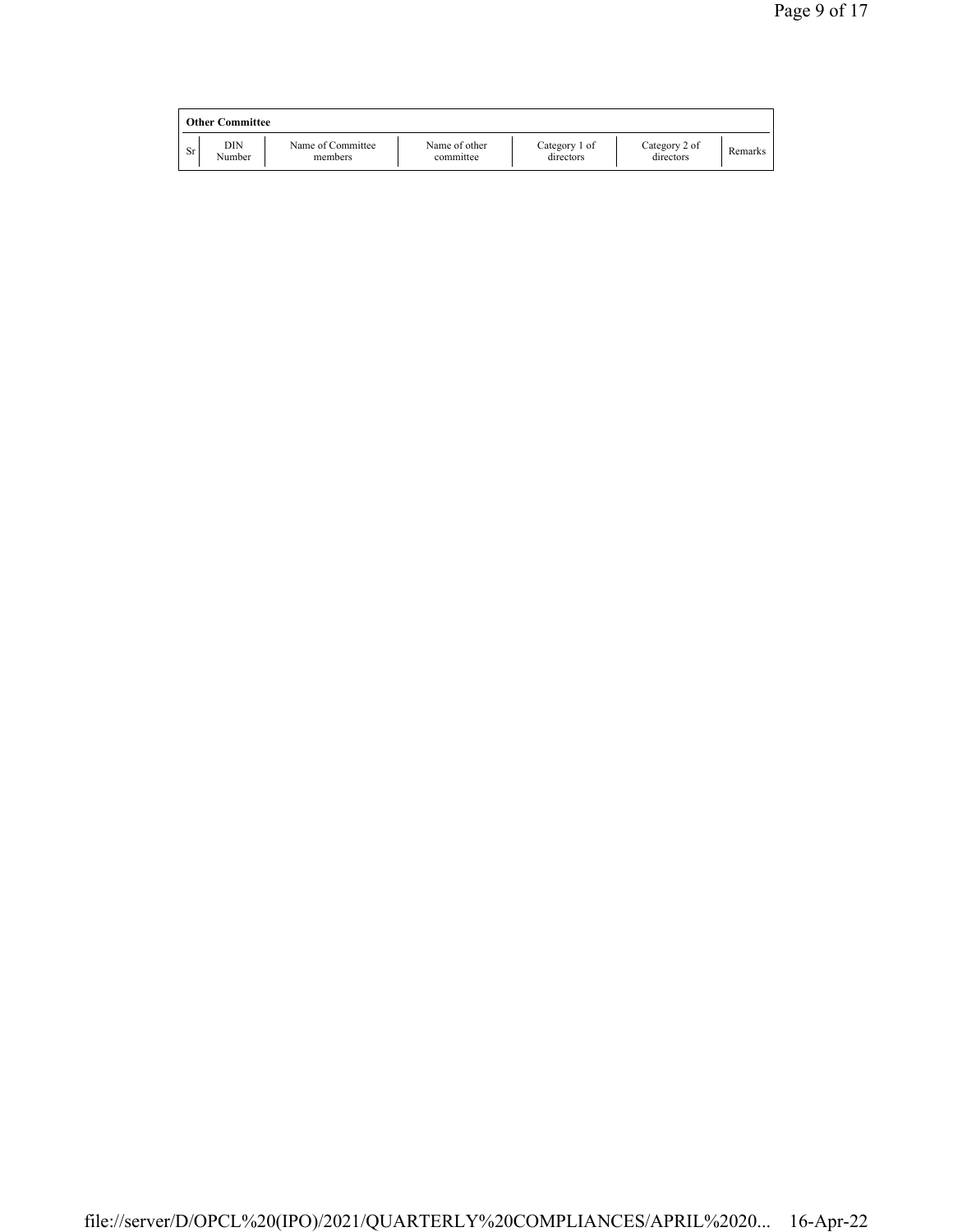**Other Committee**

| Sr | DIN Number | Name of Committee members | Name of other committee | Category 1 of directors | Category 2 of directors | Remarks |
|---|---|---|---|---|---|---|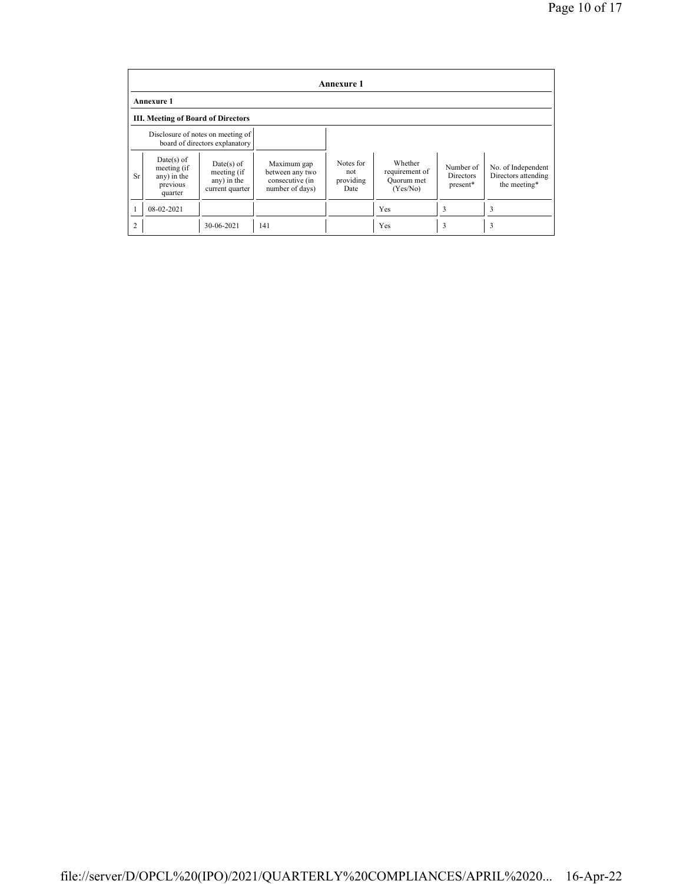## Annexure 1

### Annexure 1

### III. Meeting of Board of Directors

| Disclosure of notes on meeting of board of directors explanatory | |
|---|---|

| Sr | Date(s) of meeting (if any) in the previous quarter | Date(s) of meeting (if any) in the current quarter | Maximum gap between any two consecutive (in number of days) | Notes for not providing Date | Whether requirement of Quorum met (Yes/No) | Number of Directors present* | No. of Independent Directors attending the meeting* |
|---|---|---|---|---|---|---|---|
| 1 | 08-02-2021 | | | | Yes | 3 | 3 |
| 2 | | 30-06-2021 | 141 | | Yes | 3 | 3 |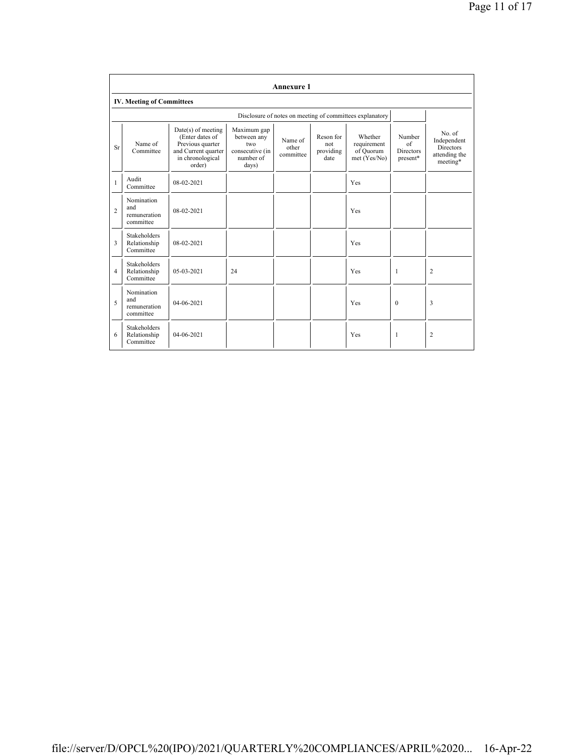## Annexure 1

### IV. Meeting of Committees

Disclosure of notes on meeting of committees explanatory

| Sr | Name of Committee | Date(s) of meeting (Enter dates of Previous quarter and Current quarter in chronological order) | Maximum gap between any two consecutive (in number of days) | Name of other committee | Reson for not providing date | Whether requirement of Quorum met (Yes/No) | Number of Directors present* | No. of Independent Directors attending the meeting* |
|---|---|---|---|---|---|---|---|---|
| 1 | Audit Committee | 08-02-2021 | | | | Yes | | |
| 2 | Nomination and remuneration committee | 08-02-2021 | | | | Yes | | |
| 3 | Stakeholders Relationship Committee | 08-02-2021 | | | | Yes | | |
| 4 | Stakeholders Relationship Committee | 05-03-2021 | 24 | | | Yes | 1 | 2 |
| 5 | Nomination and remuneration committee | 04-06-2021 | | | | Yes | 0 | 3 |
| 6 | Stakeholders Relationship Committee | 04-06-2021 | | | | Yes | 1 | 2 |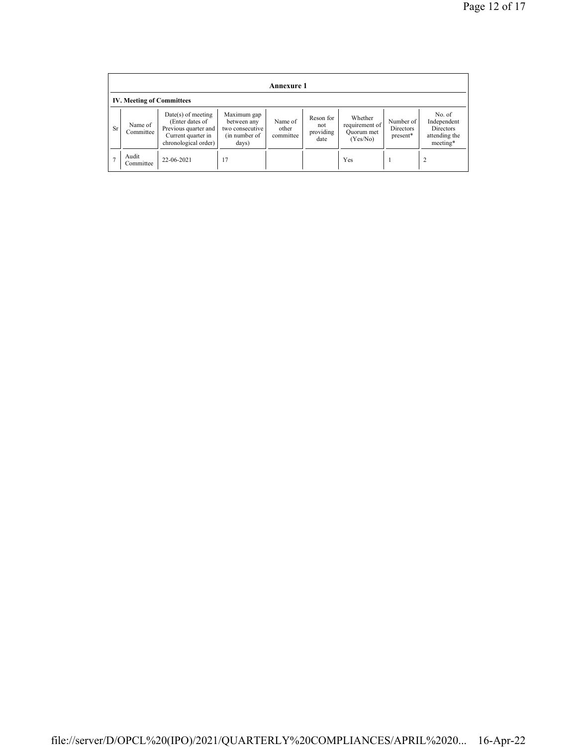## Annexure 1

### IV. Meeting of Committees

| Sr | Name of Committee | Date(s) of meeting (Enter dates of Previous quarter and Current quarter in chronological order) | Maximum gap between any two consecutive (in number of days) | Name of other committee | Reson for not providing date | Whether requirement of Quorum met (Yes/No) | Number of Directors present* | No. of Independent Directors attending the meeting* |
|---|---|---|---|---|---|---|---|---|
| 7 | Audit Committee | 22-06-2021 | 17 | | | Yes | 1 | 2 |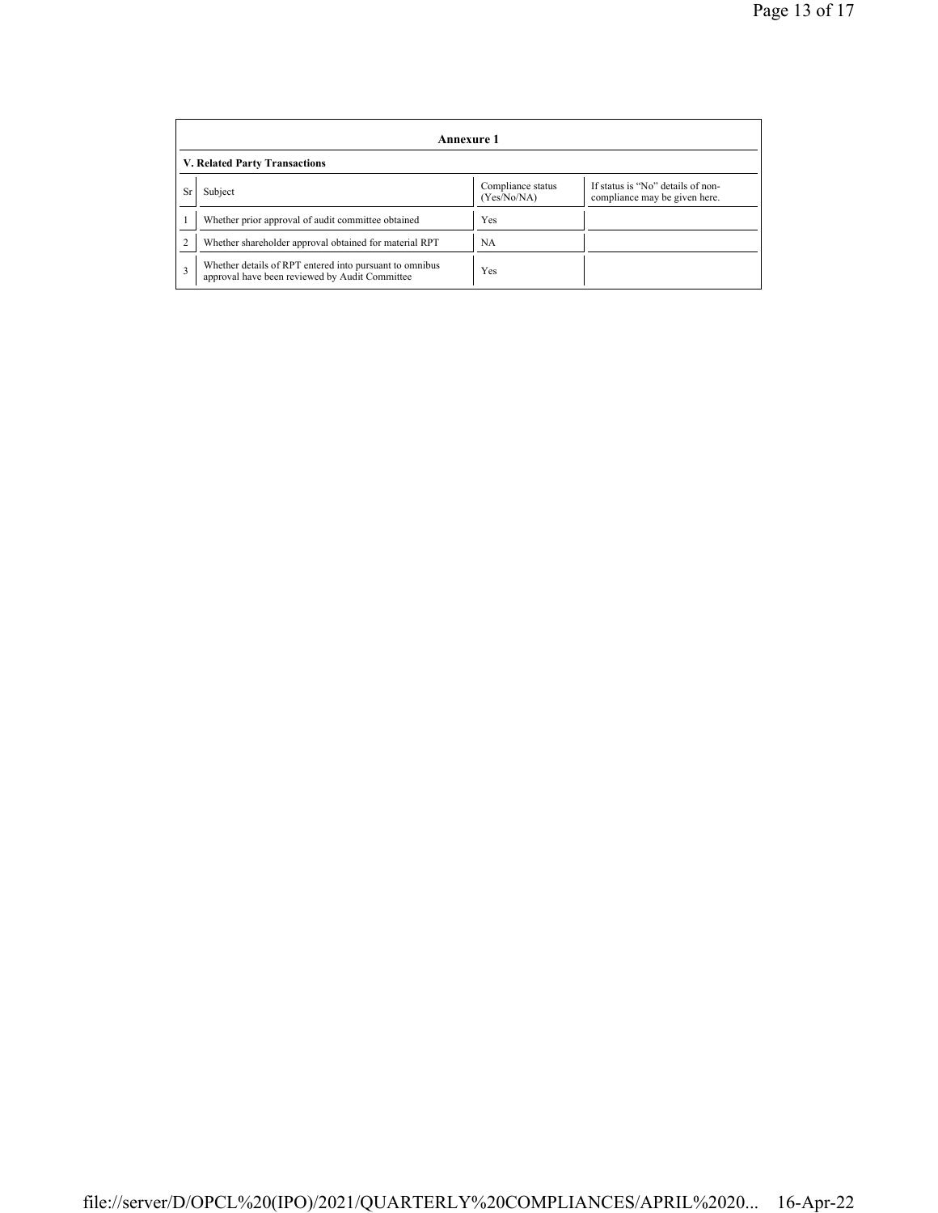## Annexure 1

### V. Related Party Transactions

| Sr | Subject | Compliance status (Yes/No/NA) | If status is "No" details of non-compliance may be given here. |
|---|---|---|---|
| 1 | Whether prior approval of audit committee obtained | Yes | |
| 2 | Whether shareholder approval obtained for material RPT | NA | |
| 3 | Whether details of RPT entered into pursuant to omnibus approval have been reviewed by Audit Committee | Yes | |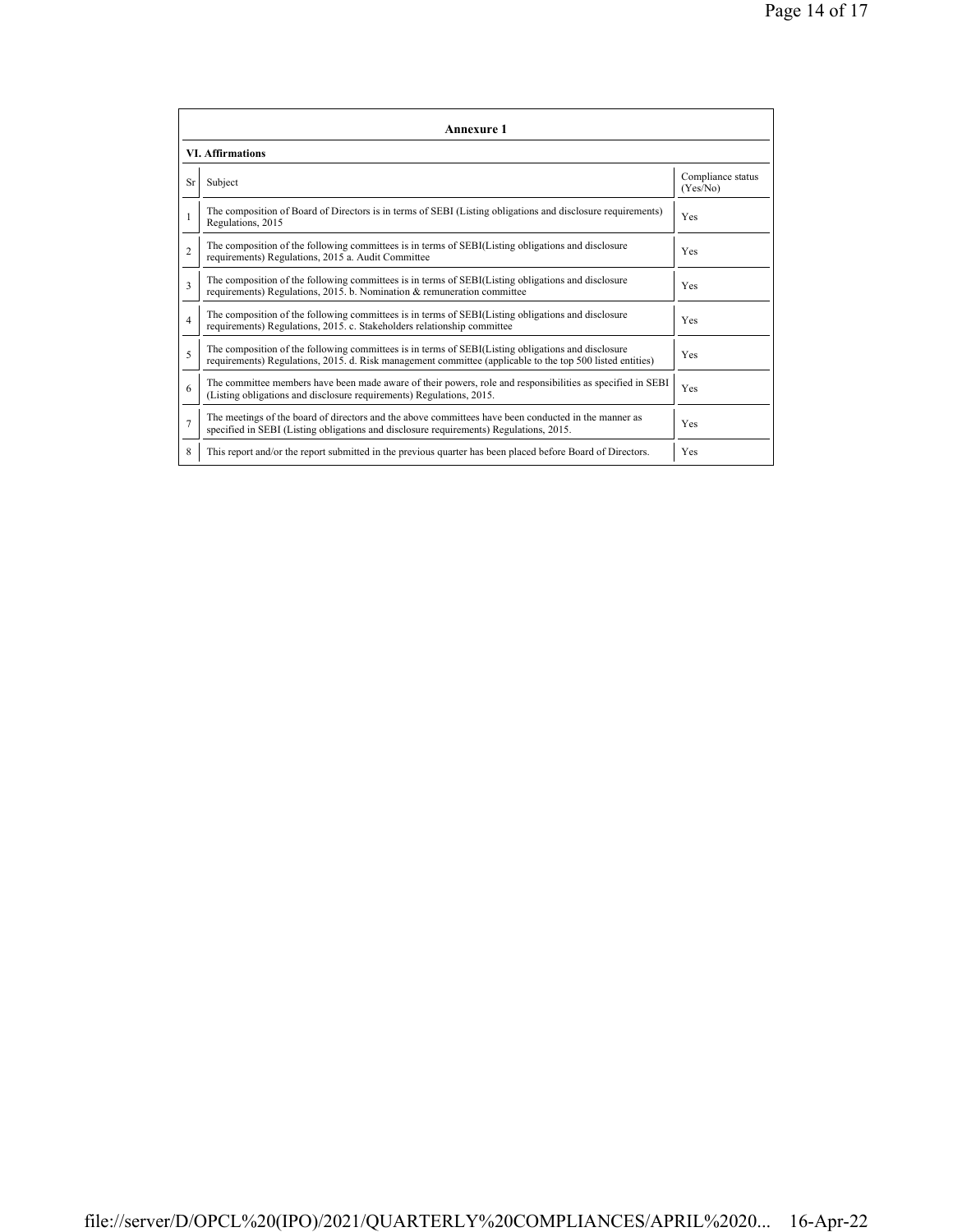## Annexure 1

### VI. Affirmations

| Sr | Subject | Compliance status (Yes/No) |
|---|---|---|
| 1 | The composition of Board of Directors is in terms of SEBI (Listing obligations and disclosure requirements) Regulations, 2015 | Yes |
| 2 | The composition of the following committees is in terms of SEBI(Listing obligations and disclosure requirements) Regulations, 2015 a. Audit Committee | Yes |
| 3 | The composition of the following committees is in terms of SEBI(Listing obligations and disclosure requirements) Regulations, 2015. b. Nomination & remuneration committee | Yes |
| 4 | The composition of the following committees is in terms of SEBI(Listing obligations and disclosure requirements) Regulations, 2015. c. Stakeholders relationship committee | Yes |
| 5 | The composition of the following committees is in terms of SEBI(Listing obligations and disclosure requirements) Regulations, 2015. d. Risk management committee (applicable to the top 500 listed entities) | Yes |
| 6 | The committee members have been made aware of their powers, role and responsibilities as specified in SEBI (Listing obligations and disclosure requirements) Regulations, 2015. | Yes |
| 7 | The meetings of the board of directors and the above committees have been conducted in the manner as specified in SEBI (Listing obligations and disclosure requirements) Regulations, 2015. | Yes |
| 8 | This report and/or the report submitted in the previous quarter has been placed before Board of Directors. | Yes |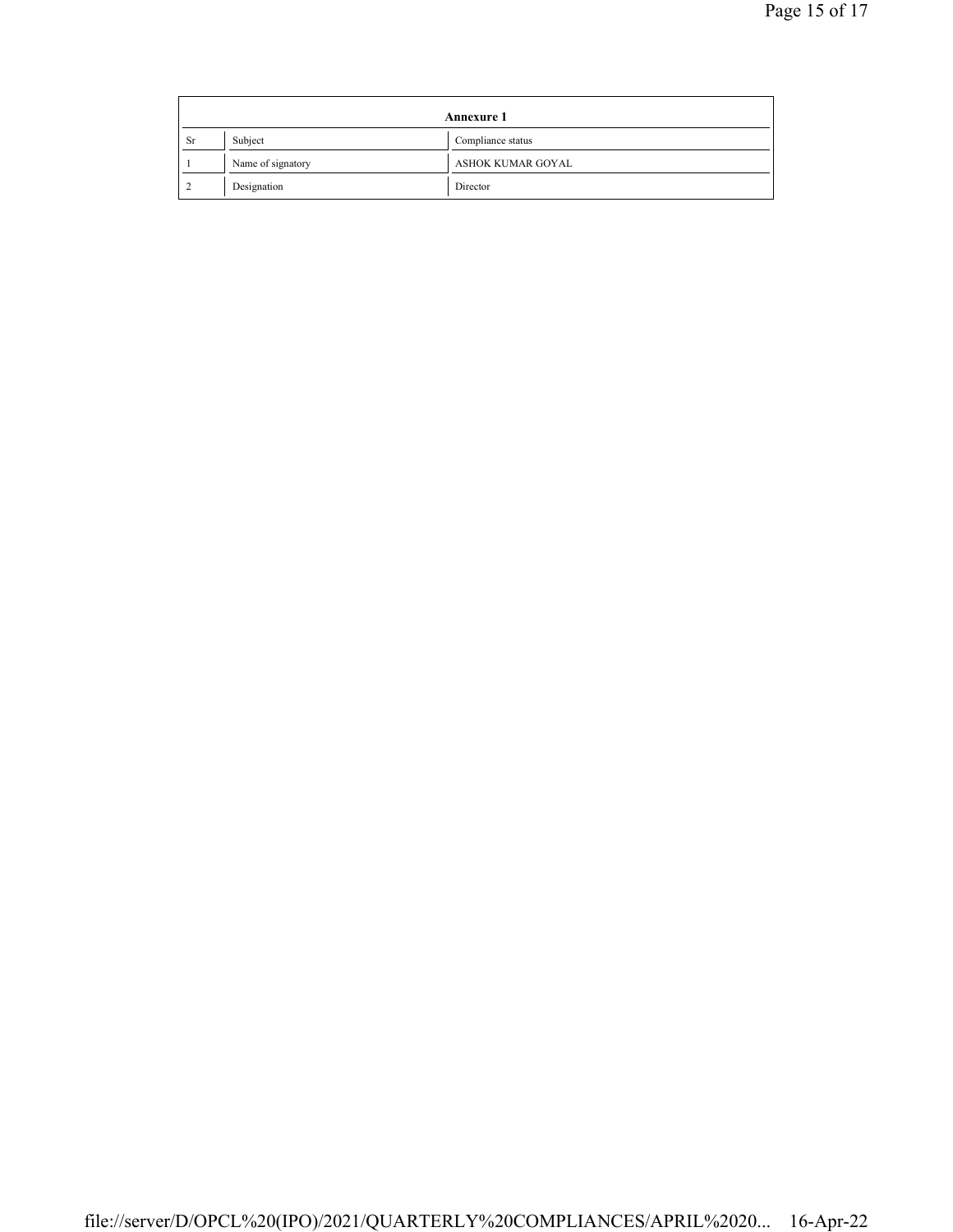| Annexure 1 | | |
|---|---|---|
| Sr | Subject | Compliance status |
| 1 | Name of signatory | ASHOK KUMAR GOYAL |
| 2 | Designation | Director |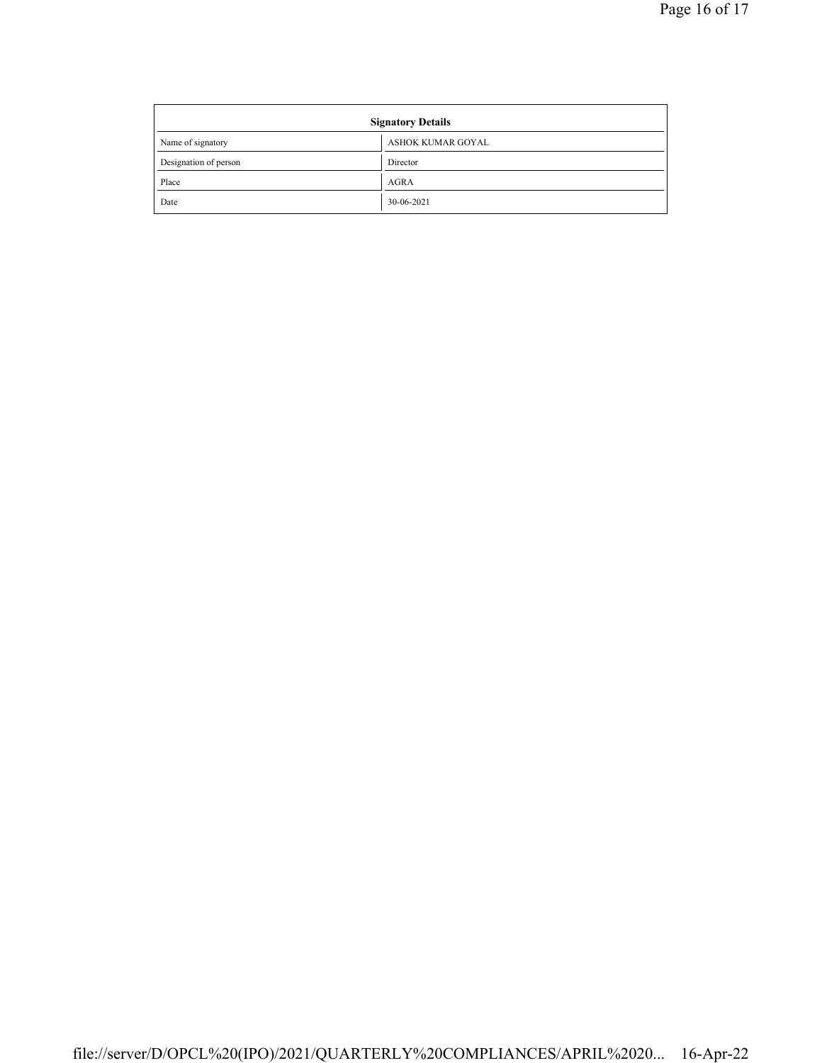| Signatory Details | |
|---|---|
| Name of signatory | ASHOK KUMAR GOYAL |
| Designation of person | Director |
| Place | AGRA |
| Date | 30-06-2021 |